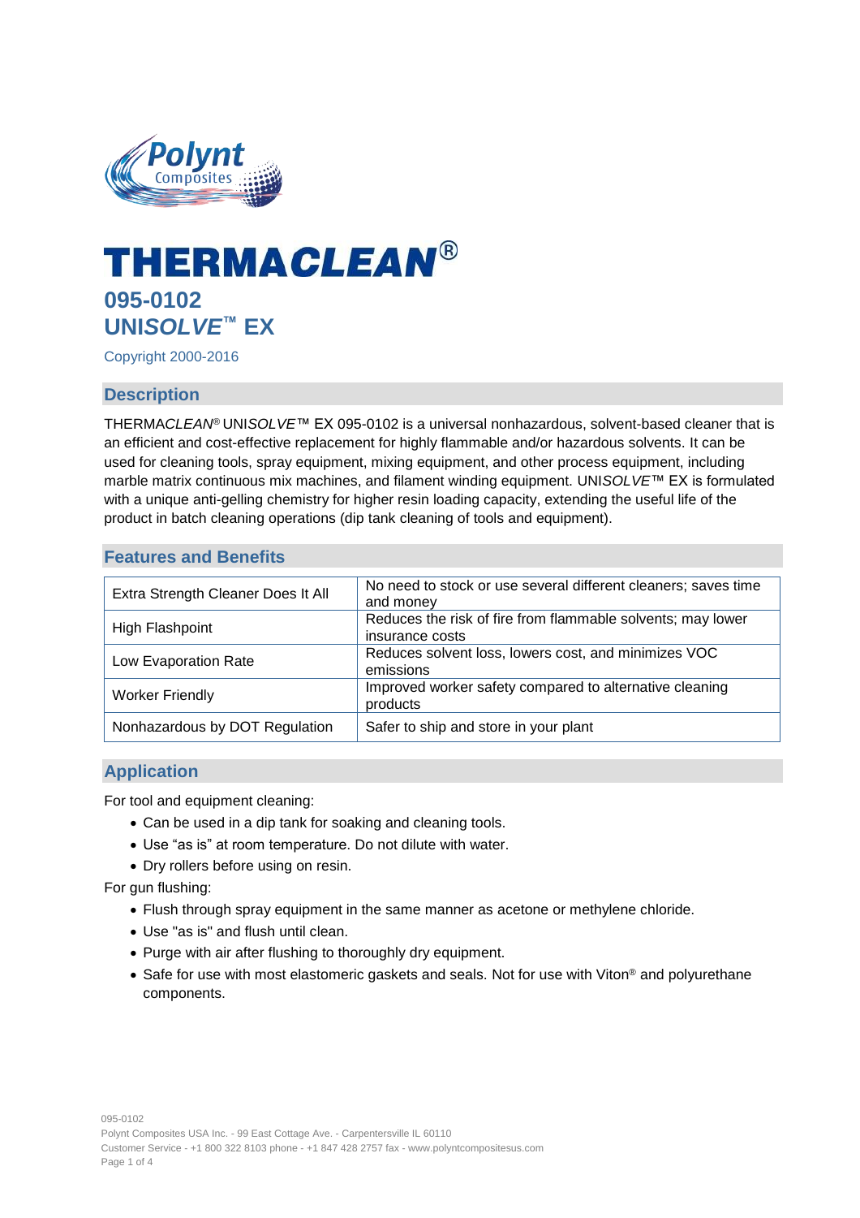# THERMA*CLEAN*®

## 095-0102

## UNI*SOLVE*™ EX

Copyright 2000-2016

## Description

THERMA*CLEAN*® UNI*SOLVE*™ EX 095-0102 is a universal nonhazardous, solvent-based cleaner that is an efficient and cost-effective replacement for highly flammable and/or hazardous solvents. It can be used for cleaning tools, spray equipment, mixing equipment, and other process equipment, including marble matrix continuous mix machines, and filament winding equipment. UNI*SOLVE*™ EX is formulated with a unique anti-gelling chemistry for higher resin loading capacity, extending the useful life of the product in batch cleaning operations (dip tank cleaning of tools and equipment).

## Features and Benefits

| | |
|---|---|
| Extra Strength Cleaner Does It All | No need to stock or use several different cleaners; saves time and money |
| High Flashpoint | Reduces the risk of fire from flammable solvents; may lower insurance costs |
| Low Evaporation Rate | Reduces solvent loss, lowers cost, and minimizes VOC emissions |
| Worker Friendly | Improved worker safety compared to alternative cleaning products |
| Nonhazardous by DOT Regulation | Safer to ship and store in your plant |

## Application

For tool and equipment cleaning:

- Can be used in a dip tank for soaking and cleaning tools.
- Use “as is” at room temperature. Do not dilute with water.
- Dry rollers before using on resin.

For gun flushing:

- Flush through spray equipment in the same manner as acetone or methylene chloride.
- Use "as is" and flush until clean.
- Purge with air after flushing to thoroughly dry equipment.
- Safe for use with most elastomeric gaskets and seals. Not for use with Viton® and polyurethane components.

095-0102
Polynt Composites USA Inc. - 99 East Cottage Ave. - Carpentersville IL 60110
Customer Service - +1 800 322 8103 phone - +1 847 428 2757 fax - www.polyntcompositesus.com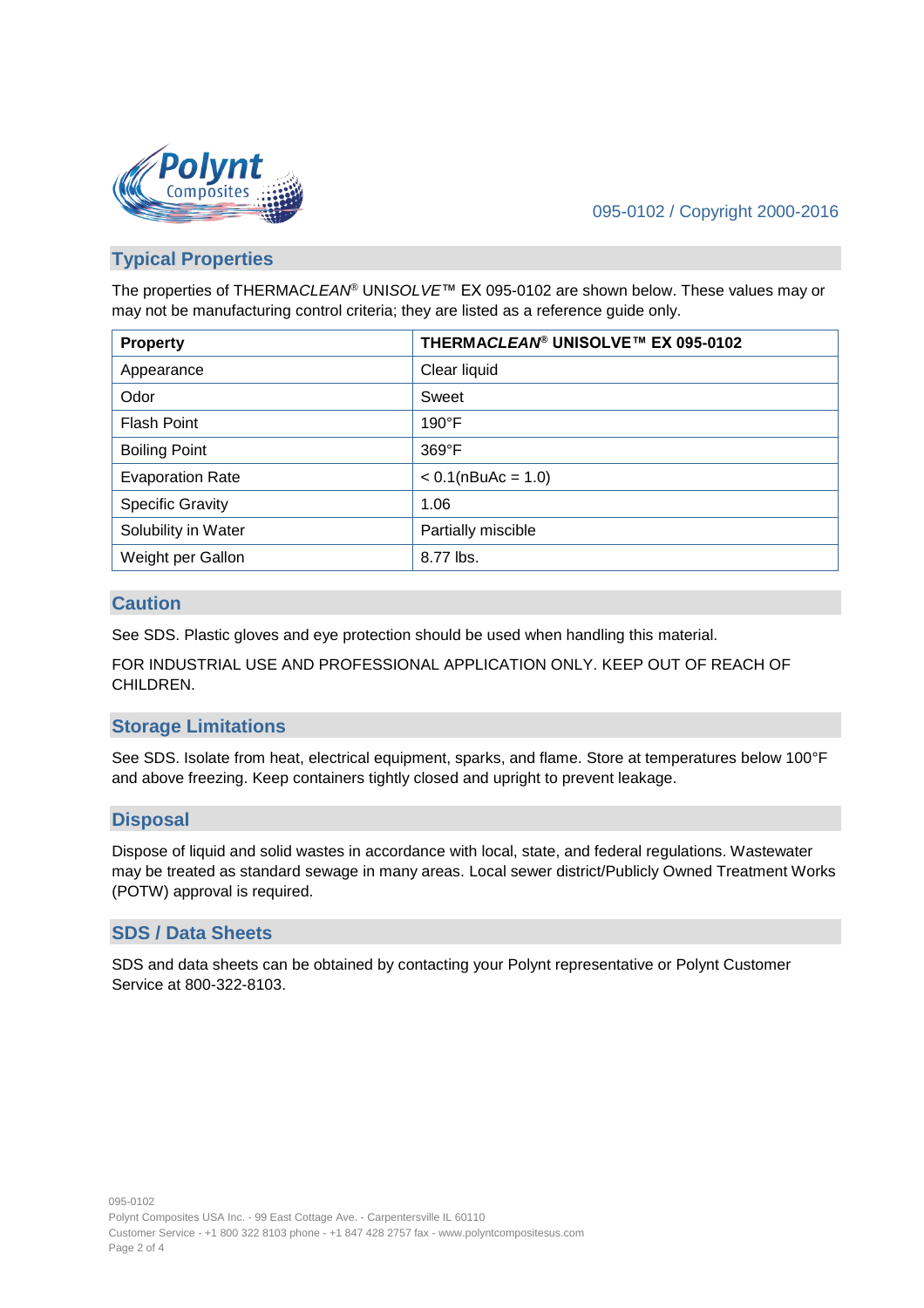## Typical Properties

The properties of THERMA*CLEAN*® UNI*SOLVE*™ EX 095-0102 are shown below. These values may or may not be manufacturing control criteria; they are listed as a reference guide only.

| Property | THERMA*CLEAN*® UNISOLVE™ EX 095-0102 |
|---|---|
| Appearance | Clear liquid |
| Odor | Sweet |
| Flash Point | 190°F |
| Boiling Point | 369°F |
| Evaporation Rate | < 0.1(nBuAc = 1.0) |
| Specific Gravity | 1.06 |
| Solubility in Water | Partially miscible |
| Weight per Gallon | 8.77 lbs. |

## Caution

See SDS. Plastic gloves and eye protection should be used when handling this material.

FOR INDUSTRIAL USE AND PROFESSIONAL APPLICATION ONLY. KEEP OUT OF REACH OF CHILDREN.

## Storage Limitations

See SDS. Isolate from heat, electrical equipment, sparks, and flame. Store at temperatures below 100°F and above freezing. Keep containers tightly closed and upright to prevent leakage.

## Disposal

Dispose of liquid and solid wastes in accordance with local, state, and federal regulations. Wastewater may be treated as standard sewage in many areas. Local sewer district/Publicly Owned Treatment Works (POTW) approval is required.

## SDS / Data Sheets

SDS and data sheets can be obtained by contacting your Polynt representative or Polynt Customer Service at 800-322-8103.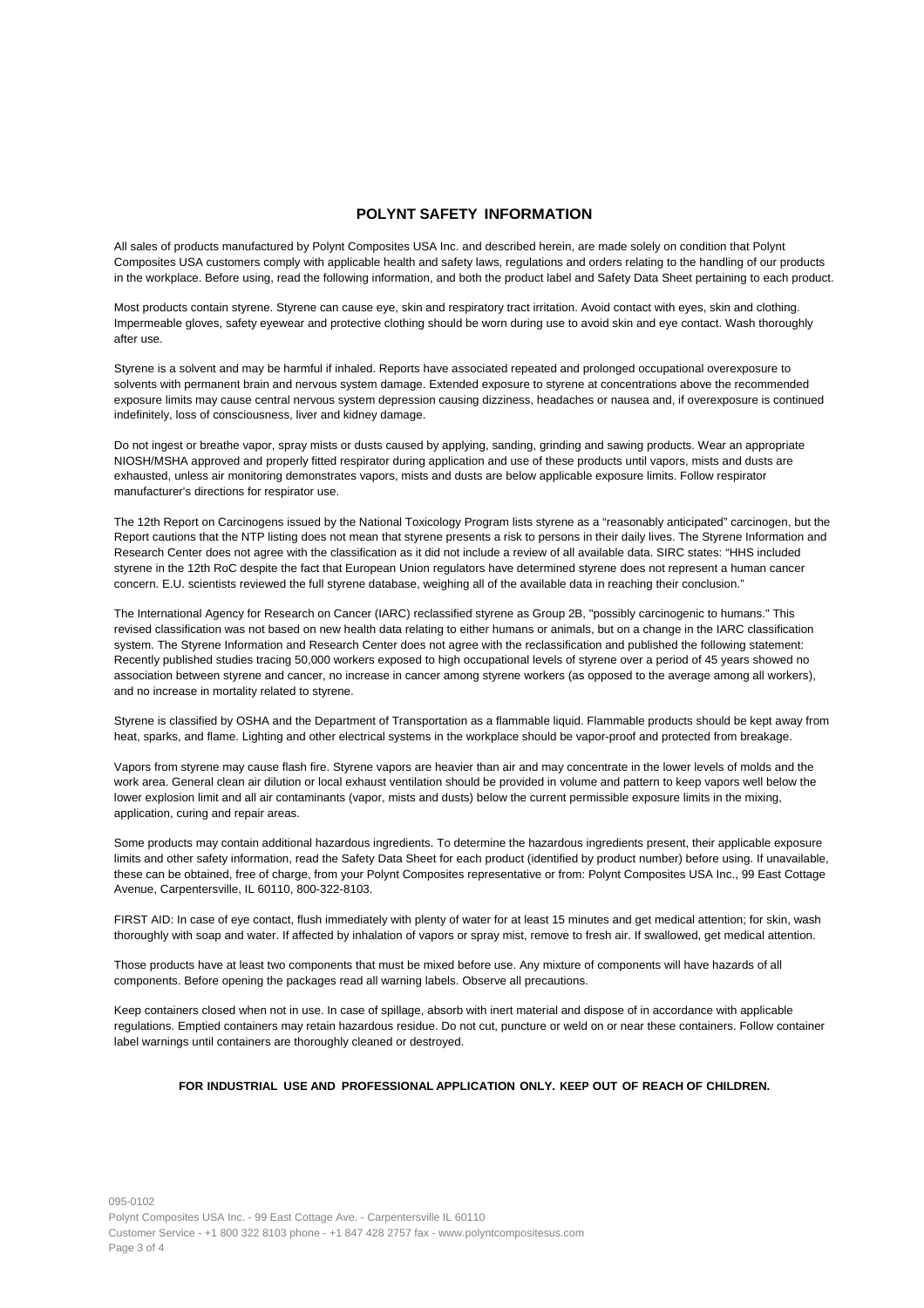## POLYNT SAFETY INFORMATION

All sales of products manufactured by Polynt Composites USA Inc. and described herein, are made solely on condition that Polynt Composites USA customers comply with applicable health and safety laws, regulations and orders relating to the handling of our products in the workplace. Before using, read the following information, and both the product label and Safety Data Sheet pertaining to each product.

Most products contain styrene. Styrene can cause eye, skin and respiratory tract irritation. Avoid contact with eyes, skin and clothing. Impermeable gloves, safety eyewear and protective clothing should be worn during use to avoid skin and eye contact. Wash thoroughly after use.

Styrene is a solvent and may be harmful if inhaled. Reports have associated repeated and prolonged occupational overexposure to solvents with permanent brain and nervous system damage. Extended exposure to styrene at concentrations above the recommended exposure limits may cause central nervous system depression causing dizziness, headaches or nausea and, if overexposure is continued indefinitely, loss of consciousness, liver and kidney damage.

Do not ingest or breathe vapor, spray mists or dusts caused by applying, sanding, grinding and sawing products. Wear an appropriate NIOSH/MSHA approved and properly fitted respirator during application and use of these products until vapors, mists and dusts are exhausted, unless air monitoring demonstrates vapors, mists and dusts are below applicable exposure limits. Follow respirator manufacturer's directions for respirator use.

The 12th Report on Carcinogens issued by the National Toxicology Program lists styrene as a "reasonably anticipated" carcinogen, but the Report cautions that the NTP listing does not mean that styrene presents a risk to persons in their daily lives. The Styrene Information and Research Center does not agree with the classification as it did not include a review of all available data. SIRC states: "HHS included styrene in the 12th RoC despite the fact that European Union regulators have determined styrene does not represent a human cancer concern. E.U. scientists reviewed the full styrene database, weighing all of the available data in reaching their conclusion."

The International Agency for Research on Cancer (IARC) reclassified styrene as Group 2B, "possibly carcinogenic to humans." This revised classification was not based on new health data relating to either humans or animals, but on a change in the IARC classification system. The Styrene Information and Research Center does not agree with the reclassification and published the following statement: Recently published studies tracing 50,000 workers exposed to high occupational levels of styrene over a period of 45 years showed no association between styrene and cancer, no increase in cancer among styrene workers (as opposed to the average among all workers), and no increase in mortality related to styrene.

Styrene is classified by OSHA and the Department of Transportation as a flammable liquid. Flammable products should be kept away from heat, sparks, and flame. Lighting and other electrical systems in the workplace should be vapor-proof and protected from breakage.

Vapors from styrene may cause flash fire. Styrene vapors are heavier than air and may concentrate in the lower levels of molds and the work area. General clean air dilution or local exhaust ventilation should be provided in volume and pattern to keep vapors well below the lower explosion limit and all air contaminants (vapor, mists and dusts) below the current permissible exposure limits in the mixing, application, curing and repair areas.

Some products may contain additional hazardous ingredients. To determine the hazardous ingredients present, their applicable exposure limits and other safety information, read the Safety Data Sheet for each product (identified by product number) before using. If unavailable, these can be obtained, free of charge, from your Polynt Composites representative or from: Polynt Composites USA Inc., 99 East Cottage Avenue, Carpentersville, IL 60110, 800-322-8103.

FIRST AID: In case of eye contact, flush immediately with plenty of water for at least 15 minutes and get medical attention; for skin, wash thoroughly with soap and water. If affected by inhalation of vapors or spray mist, remove to fresh air. If swallowed, get medical attention.

Those products have at least two components that must be mixed before use. Any mixture of components will have hazards of all components. Before opening the packages read all warning labels. Observe all precautions.

Keep containers closed when not in use. In case of spillage, absorb with inert material and dispose of in accordance with applicable regulations. Emptied containers may retain hazardous residue. Do not cut, puncture or weld on or near these containers. Follow container label warnings until containers are thoroughly cleaned or destroyed.

**FOR INDUSTRIAL USE AND PROFESSIONAL APPLICATION ONLY. KEEP OUT OF REACH OF CHILDREN.**

095-0102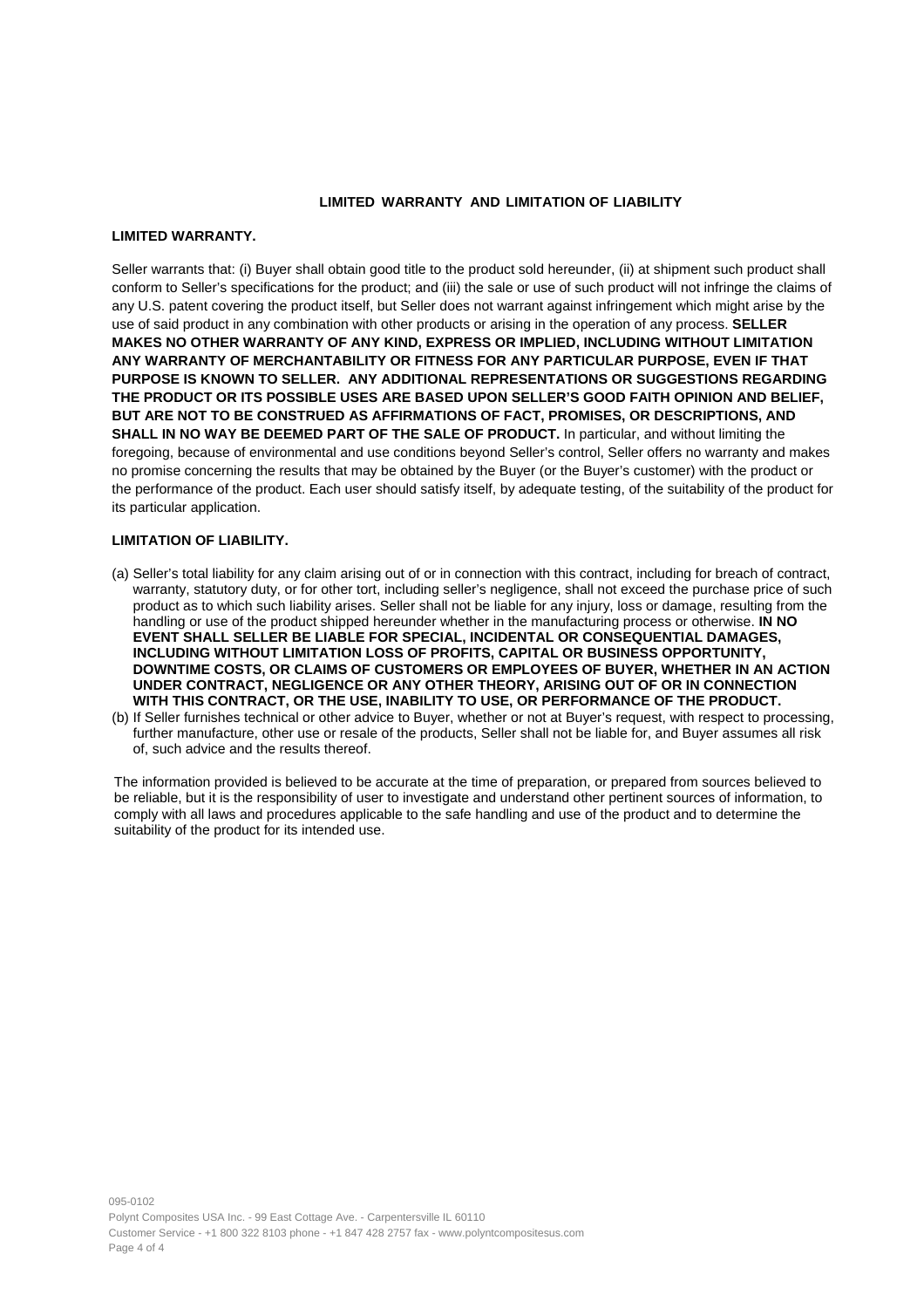## LIMITED WARRANTY AND LIMITATION OF LIABILITY

### LIMITED WARRANTY.

Seller warrants that: (i) Buyer shall obtain good title to the product sold hereunder, (ii) at shipment such product shall conform to Seller's specifications for the product; and (iii) the sale or use of such product will not infringe the claims of any U.S. patent covering the product itself, but Seller does not warrant against infringement which might arise by the use of said product in any combination with other products or arising in the operation of any process. **SELLER MAKES NO OTHER WARRANTY OF ANY KIND, EXPRESS OR IMPLIED, INCLUDING WITHOUT LIMITATION ANY WARRANTY OF MERCHANTABILITY OR FITNESS FOR ANY PARTICULAR PURPOSE, EVEN IF THAT PURPOSE IS KNOWN TO SELLER. ANY ADDITIONAL REPRESENTATIONS OR SUGGESTIONS REGARDING THE PRODUCT OR ITS POSSIBLE USES ARE BASED UPON SELLER'S GOOD FAITH OPINION AND BELIEF, BUT ARE NOT TO BE CONSTRUED AS AFFIRMATIONS OF FACT, PROMISES, OR DESCRIPTIONS, AND SHALL IN NO WAY BE DEEMED PART OF THE SALE OF PRODUCT.** In particular, and without limiting the foregoing, because of environmental and use conditions beyond Seller's control, Seller offers no warranty and makes no promise concerning the results that may be obtained by the Buyer (or the Buyer's customer) with the product or the performance of the product. Each user should satisfy itself, by adequate testing, of the suitability of the product for its particular application.

### LIMITATION OF LIABILITY.

(a) Seller's total liability for any claim arising out of or in connection with this contract, including for breach of contract, warranty, statutory duty, or for other tort, including seller's negligence, shall not exceed the purchase price of such product as to which such liability arises. Seller shall not be liable for any injury, loss or damage, resulting from the handling or use of the product shipped hereunder whether in the manufacturing process or otherwise. **IN NO EVENT SHALL SELLER BE LIABLE FOR SPECIAL, INCIDENTAL OR CONSEQUENTIAL DAMAGES, INCLUDING WITHOUT LIMITATION LOSS OF PROFITS, CAPITAL OR BUSINESS OPPORTUNITY, DOWNTIME COSTS, OR CLAIMS OF CUSTOMERS OR EMPLOYEES OF BUYER, WHETHER IN AN ACTION UNDER CONTRACT, NEGLIGENCE OR ANY OTHER THEORY, ARISING OUT OF OR IN CONNECTION WITH THIS CONTRACT, OR THE USE, INABILITY TO USE, OR PERFORMANCE OF THE PRODUCT.**

(b) If Seller furnishes technical or other advice to Buyer, whether or not at Buyer's request, with respect to processing, further manufacture, other use or resale of the products, Seller shall not be liable for, and Buyer assumes all risk of, such advice and the results thereof.

The information provided is believed to be accurate at the time of preparation, or prepared from sources believed to be reliable, but it is the responsibility of user to investigate and understand other pertinent sources of information, to comply with all laws and procedures applicable to the safe handling and use of the product and to determine the suitability of the product for its intended use.

095-0102
Polynt Composites USA Inc. - 99 East Cottage Ave. - Carpentersville IL 60110
Customer Service - +1 800 322 8103 phone - +1 847 428 2757 fax - www.polyntcompositesus.com